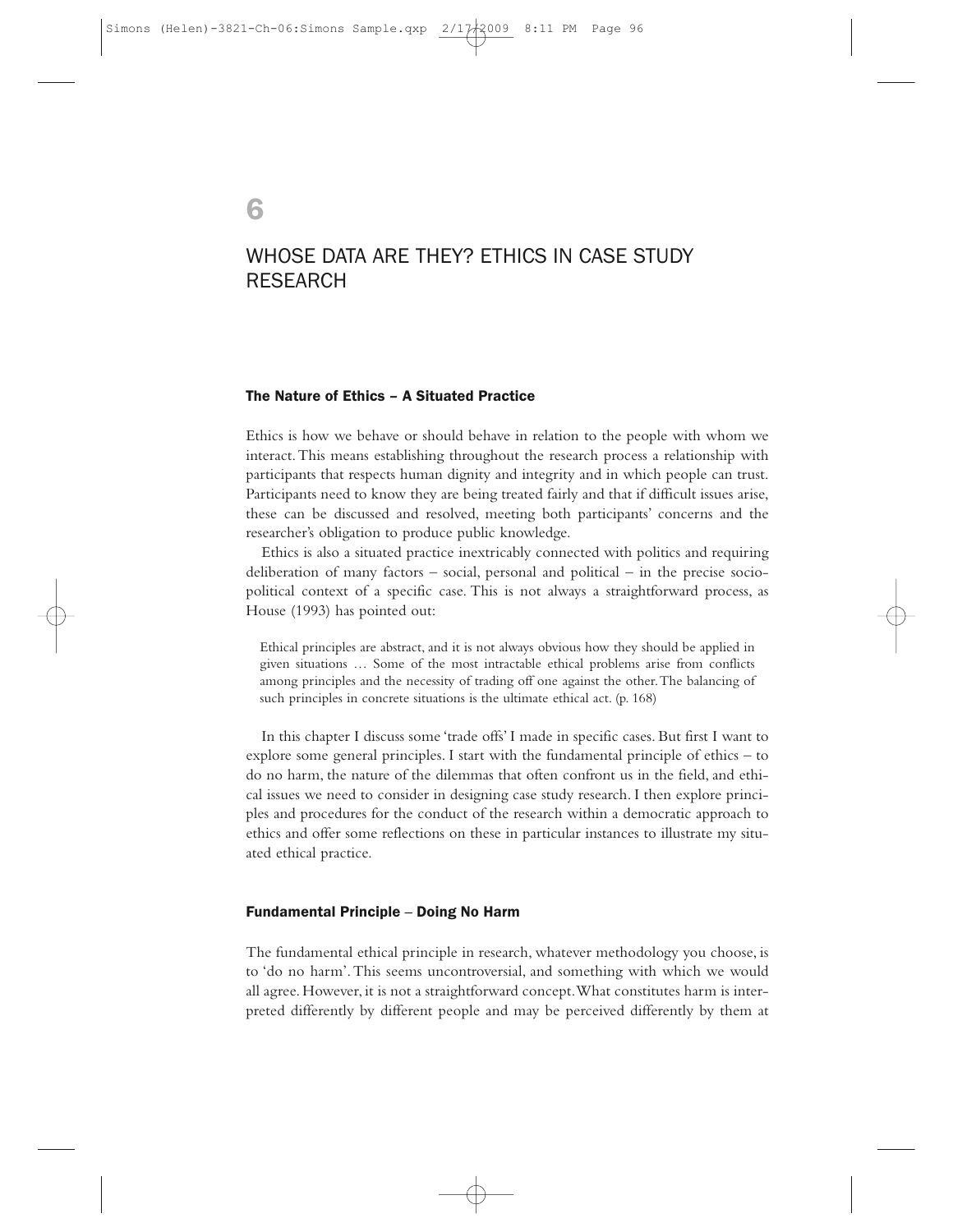# 6

# WHOSE DATA ARE THEY? ETHICS IN CASE STUDY RESEARCH

## The Nature of Ethics – A Situated Practice

Ethics is how we behave or should behave in relation to the people with whom we interact. This means establishing throughout the research process a relationship with participants that respects human dignity and integrity and in which people can trust. Participants need to know they are being treated fairly and that if difficult issues arise, these can be discussed and resolved, meeting both participants' concerns and the researcher's obligation to produce public knowledge.

Ethics is also a situated practice inextricably connected with politics and requiring deliberation of many factors – social, personal and political – in the precise socio-political context of a specific case. This is not always a straightforward process, as House (1993) has pointed out:

> Ethical principles are abstract, and it is not always obvious how they should be applied in given situations … Some of the most intractable ethical problems arise from conflicts among principles and the necessity of trading off one against the other. The balancing of such principles in concrete situations is the ultimate ethical act. (p. 168)

In this chapter I discuss some 'trade offs' I made in specific cases. But first I want to explore some general principles. I start with the fundamental principle of ethics – to do no harm, the nature of the dilemmas that often confront us in the field, and ethical issues we need to consider in designing case study research. I then explore principles and procedures for the conduct of the research within a democratic approach to ethics and offer some reflections on these in particular instances to illustrate my situated ethical practice.

## Fundamental Principle – Doing No Harm

The fundamental ethical principle in research, whatever methodology you choose, is to 'do no harm'. This seems uncontroversial, and something with which we would all agree. However, it is not a straightforward concept. What constitutes harm is interpreted differently by different people and may be perceived differently by them at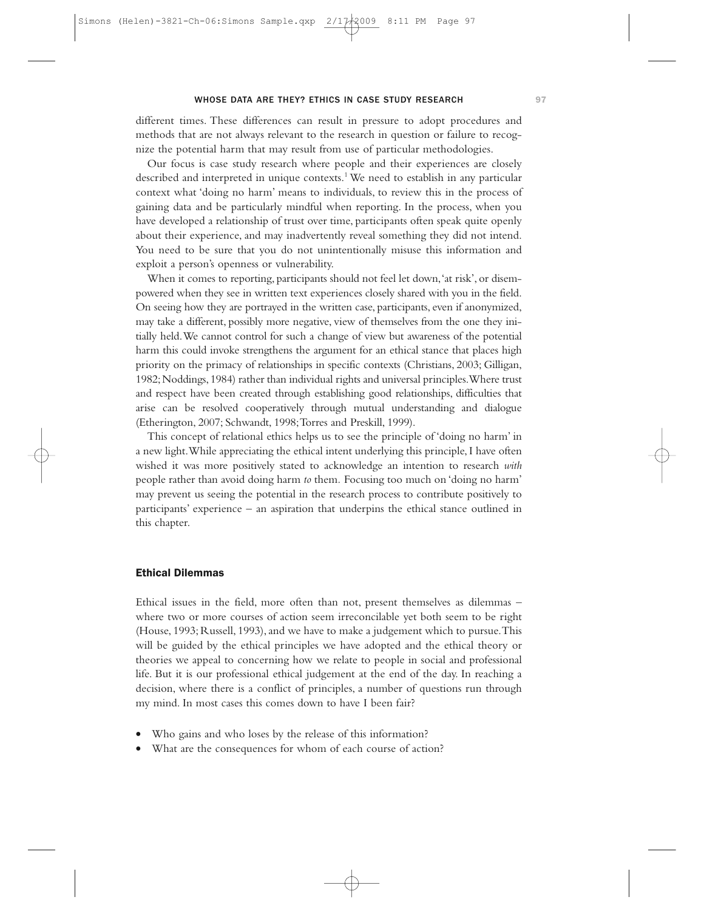different times. These differences can result in pressure to adopt procedures and methods that are not always relevant to the research in question or failure to recognize the potential harm that may result from use of particular methodologies.

Our focus is case study research where people and their experiences are closely described and interpreted in unique contexts.[1] We need to establish in any particular context what 'doing no harm' means to individuals, to review this in the process of gaining data and be particularly mindful when reporting. In the process, when you have developed a relationship of trust over time, participants often speak quite openly about their experience, and may inadvertently reveal something they did not intend. You need to be sure that you do not unintentionally misuse this information and exploit a person's openness or vulnerability.

When it comes to reporting, participants should not feel let down, 'at risk', or disempowered when they see in written text experiences closely shared with you in the field. On seeing how they are portrayed in the written case, participants, even if anonymized, may take a different, possibly more negative, view of themselves from the one they initially held. We cannot control for such a change of view but awareness of the potential harm this could invoke strengthens the argument for an ethical stance that places high priority on the primacy of relationships in specific contexts (Christians, 2003; Gilligan, 1982; Noddings, 1984) rather than individual rights and universal principles. Where trust and respect have been created through establishing good relationships, difficulties that arise can be resolved cooperatively through mutual understanding and dialogue (Etherington, 2007; Schwandt, 1998; Torres and Preskill, 1999).

This concept of relational ethics helps us to see the principle of 'doing no harm' in a new light. While appreciating the ethical intent underlying this principle, I have often wished it was more positively stated to acknowledge an intention to research *with* people rather than avoid doing harm *to* them. Focusing too much on 'doing no harm' may prevent us seeing the potential in the research process to contribute positively to participants' experience – an aspiration that underpins the ethical stance outlined in this chapter.

## Ethical Dilemmas

Ethical issues in the field, more often than not, present themselves as dilemmas – where two or more courses of action seem irreconcilable yet both seem to be right (House, 1993; Russell, 1993), and we have to make a judgement which to pursue. This will be guided by the ethical principles we have adopted and the ethical theory or theories we appeal to concerning how we relate to people in social and professional life. But it is our professional ethical judgement at the end of the day. In reaching a decision, where there is a conflict of principles, a number of questions run through my mind. In most cases this comes down to have I been fair?

- Who gains and who loses by the release of this information?
- What are the consequences for whom of each course of action?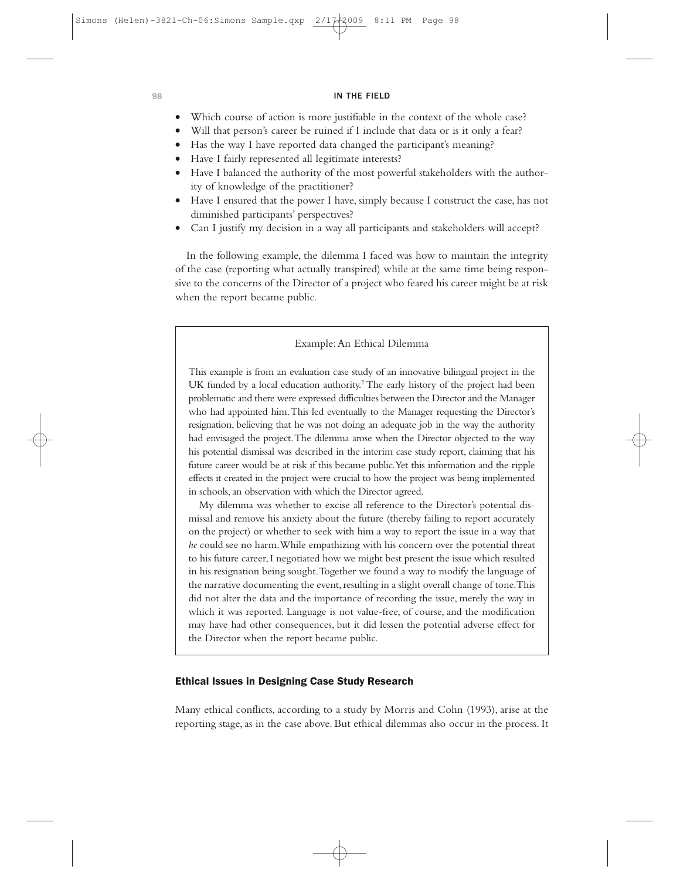- Which course of action is more justifiable in the context of the whole case?
- Will that person's career be ruined if I include that data or is it only a fear?
- Has the way I have reported data changed the participant's meaning?
- Have I fairly represented all legitimate interests?
- Have I balanced the authority of the most powerful stakeholders with the authority of knowledge of the practitioner?
- Have I ensured that the power I have, simply because I construct the case, has not diminished participants' perspectives?
- Can I justify my decision in a way all participants and stakeholders will accept?

In the following example, the dilemma I faced was how to maintain the integrity of the case (reporting what actually transpired) while at the same time being responsive to the concerns of the Director of a project who feared his career might be at risk when the report became public.

> Example: An Ethical Dilemma
>
> This example is from an evaluation case study of an innovative bilingual project in the UK funded by a local education authority.[2] The early history of the project had been problematic and there were expressed difficulties between the Director and the Manager who had appointed him. This led eventually to the Manager requesting the Director's resignation, believing that he was not doing an adequate job in the way the authority had envisaged the project. The dilemma arose when the Director objected to the way his potential dismissal was described in the interim case study report, claiming that his future career would be at risk if this became public. Yet this information and the ripple effects it created in the project were crucial to how the project was being implemented in schools, an observation with which the Director agreed.
>
> My dilemma was whether to excise all reference to the Director's potential dismissal and remove his anxiety about the future (thereby failing to report accurately on the project) or whether to seek with him a way to report the issue in a way that *he* could see no harm. While empathizing with his concern over the potential threat to his future career, I negotiated how we might best present the issue which resulted in his resignation being sought. Together we found a way to modify the language of the narrative documenting the event, resulting in a slight overall change of tone. This did not alter the data and the importance of recording the issue, merely the way in which it was reported. Language is not value-free, of course, and the modification may have had other consequences, but it did lessen the potential adverse effect for the Director when the report became public.

## Ethical Issues in Designing Case Study Research

Many ethical conflicts, according to a study by Morris and Cohn (1993), arise at the reporting stage, as in the case above. But ethical dilemmas also occur in the process. It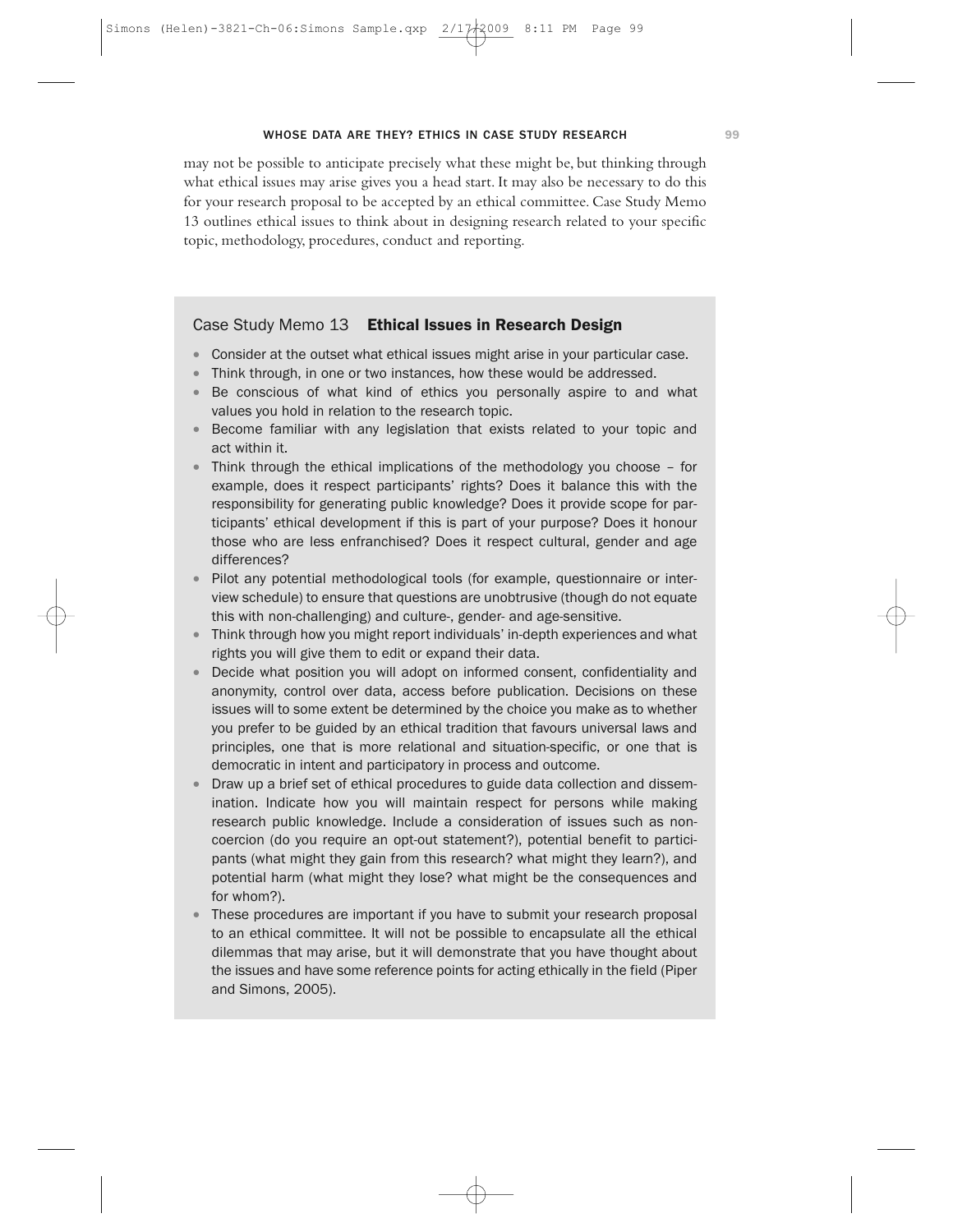may not be possible to anticipate precisely what these might be, but thinking through what ethical issues may arise gives you a head start. It may also be necessary to do this for your research proposal to be accepted by an ethical committee. Case Study Memo 13 outlines ethical issues to think about in designing research related to your specific topic, methodology, procedures, conduct and reporting.

### Case Study Memo 13 **Ethical Issues in Research Design**

- Consider at the outset what ethical issues might arise in your particular case.
- Think through, in one or two instances, how these would be addressed.
- Be conscious of what kind of ethics you personally aspire to and what values you hold in relation to the research topic.
- Become familiar with any legislation that exists related to your topic and act within it.
- Think through the ethical implications of the methodology you choose – for example, does it respect participants' rights? Does it balance this with the responsibility for generating public knowledge? Does it provide scope for participants' ethical development if this is part of your purpose? Does it honour those who are less enfranchised? Does it respect cultural, gender and age differences?
- Pilot any potential methodological tools (for example, questionnaire or interview schedule) to ensure that questions are unobtrusive (though do not equate this with non-challenging) and culture-, gender- and age-sensitive.
- Think through how you might report individuals' in-depth experiences and what rights you will give them to edit or expand their data.
- Decide what position you will adopt on informed consent, confidentiality and anonymity, control over data, access before publication. Decisions on these issues will to some extent be determined by the choice you make as to whether you prefer to be guided by an ethical tradition that favours universal laws and principles, one that is more relational and situation-specific, or one that is democratic in intent and participatory in process and outcome.
- Draw up a brief set of ethical procedures to guide data collection and dissemination. Indicate how you will maintain respect for persons while making research public knowledge. Include a consideration of issues such as non-coercion (do you require an opt-out statement?), potential benefit to participants (what might they gain from this research? what might they learn?), and potential harm (what might they lose? what might be the consequences and for whom?).
- These procedures are important if you have to submit your research proposal to an ethical committee. It will not be possible to encapsulate all the ethical dilemmas that may arise, but it will demonstrate that you have thought about the issues and have some reference points for acting ethically in the field (Piper and Simons, 2005).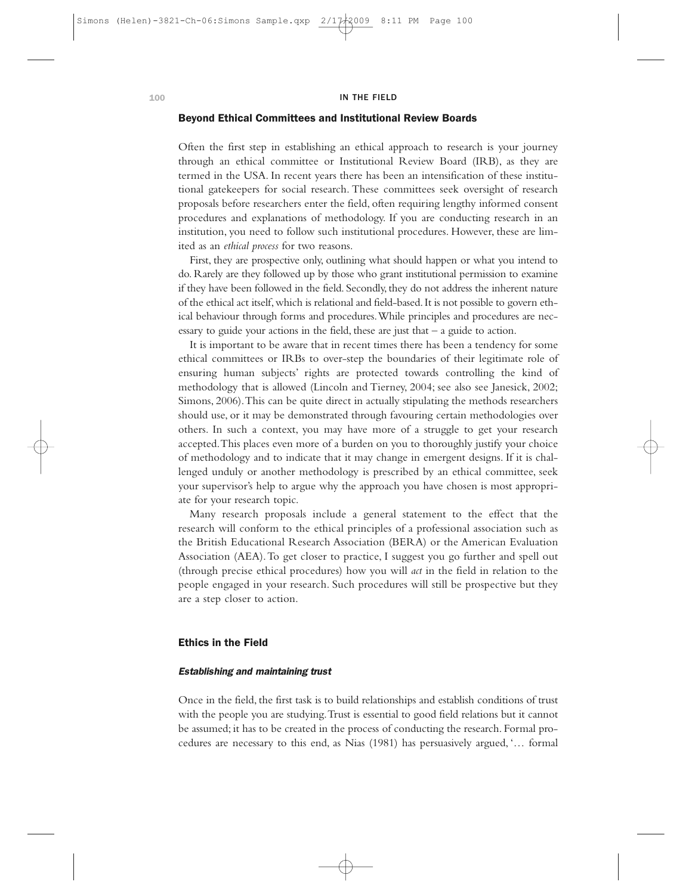## Beyond Ethical Committees and Institutional Review Boards

Often the first step in establishing an ethical approach to research is your journey through an ethical committee or Institutional Review Board (IRB), as they are termed in the USA. In recent years there has been an intensification of these institutional gatekeepers for social research. These committees seek oversight of research proposals before researchers enter the field, often requiring lengthy informed consent procedures and explanations of methodology. If you are conducting research in an institution, you need to follow such institutional procedures. However, these are limited as an *ethical process* for two reasons.

First, they are prospective only, outlining what should happen or what you intend to do. Rarely are they followed up by those who grant institutional permission to examine if they have been followed in the field. Secondly, they do not address the inherent nature of the ethical act itself, which is relational and field-based. It is not possible to govern ethical behaviour through forms and procedures. While principles and procedures are necessary to guide your actions in the field, these are just that – a guide to action.

It is important to be aware that in recent times there has been a tendency for some ethical committees or IRBs to over-step the boundaries of their legitimate role of ensuring human subjects' rights are protected towards controlling the kind of methodology that is allowed (Lincoln and Tierney, 2004; see also see Janesick, 2002; Simons, 2006). This can be quite direct in actually stipulating the methods researchers should use, or it may be demonstrated through favouring certain methodologies over others. In such a context, you may have more of a struggle to get your research accepted. This places even more of a burden on you to thoroughly justify your choice of methodology and to indicate that it may change in emergent designs. If it is challenged unduly or another methodology is prescribed by an ethical committee, seek your supervisor's help to argue why the approach you have chosen is most appropriate for your research topic.

Many research proposals include a general statement to the effect that the research will conform to the ethical principles of a professional association such as the British Educational Research Association (BERA) or the American Evaluation Association (AEA). To get closer to practice, I suggest you go further and spell out (through precise ethical procedures) how you will *act* in the field in relation to the people engaged in your research. Such procedures will still be prospective but they are a step closer to action.

## Ethics in the Field

### *Establishing and maintaining trust*

Once in the field, the first task is to build relationships and establish conditions of trust with the people you are studying. Trust is essential to good field relations but it cannot be assumed; it has to be created in the process of conducting the research. Formal procedures are necessary to this end, as Nias (1981) has persuasively argued, '… formal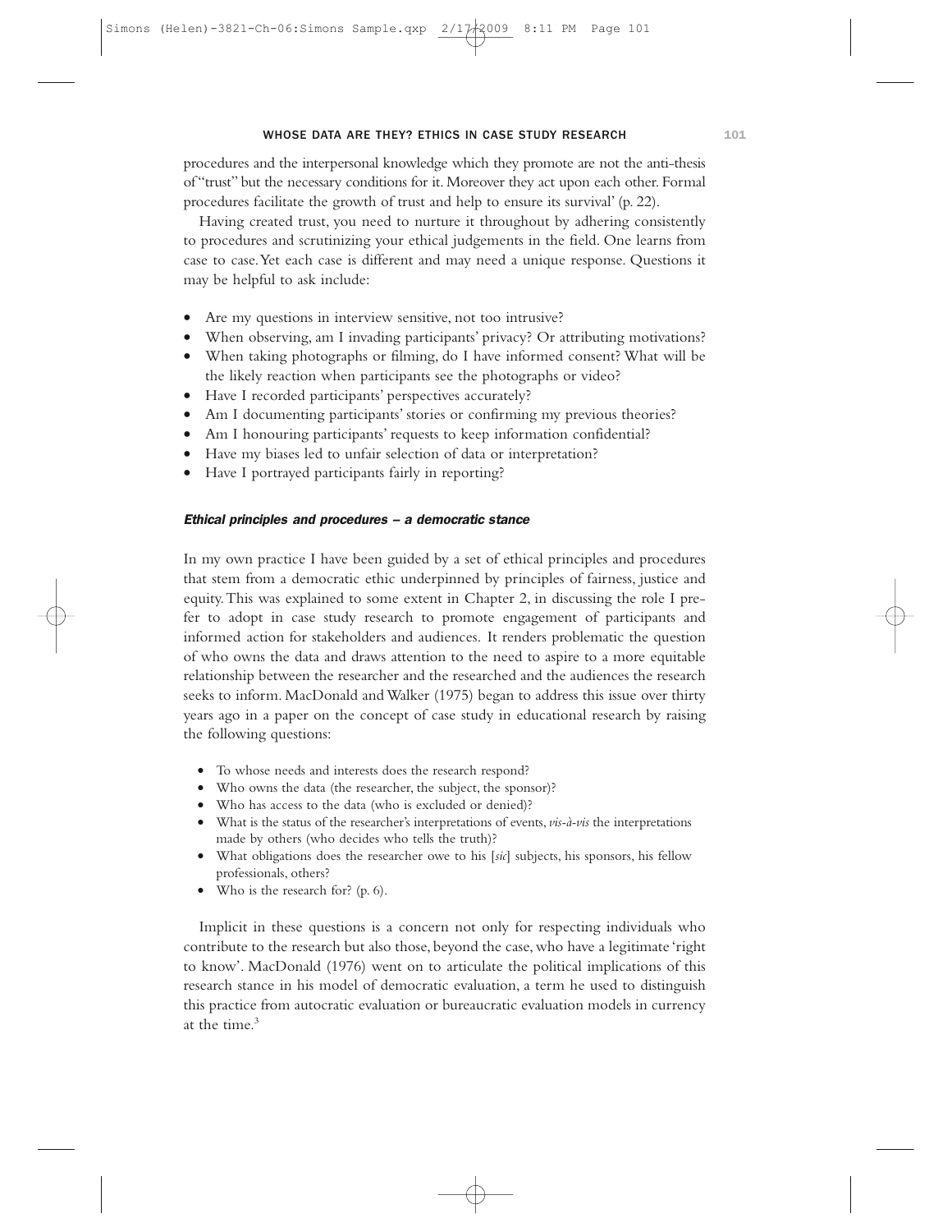procedures and the interpersonal knowledge which they promote are not the anti-thesis of "trust" but the necessary conditions for it. Moreover they act upon each other. Formal procedures facilitate the growth of trust and help to ensure its survival' (p. 22).

Having created trust, you need to nurture it throughout by adhering consistently to procedures and scrutinizing your ethical judgements in the field. One learns from case to case. Yet each case is different and may need a unique response. Questions it may be helpful to ask include:

- Are my questions in interview sensitive, not too intrusive?
- When observing, am I invading participants' privacy? Or attributing motivations?
- When taking photographs or filming, do I have informed consent? What will be the likely reaction when participants see the photographs or video?
- Have I recorded participants' perspectives accurately?
- Am I documenting participants' stories or confirming my previous theories?
- Am I honouring participants' requests to keep information confidential?
- Have my biases led to unfair selection of data or interpretation?
- Have I portrayed participants fairly in reporting?

#### *Ethical principles and procedures – a democratic stance*

In my own practice I have been guided by a set of ethical principles and procedures that stem from a democratic ethic underpinned by principles of fairness, justice and equity. This was explained to some extent in Chapter 2, in discussing the role I prefer to adopt in case study research to promote engagement of participants and informed action for stakeholders and audiences. It renders problematic the question of who owns the data and draws attention to the need to aspire to a more equitable relationship between the researcher and the researched and the audiences the research seeks to inform. MacDonald and Walker (1975) began to address this issue over thirty years ago in a paper on the concept of case study in educational research by raising the following questions:

> - To whose needs and interests does the research respond?
> - Who owns the data (the researcher, the subject, the sponsor)?
> - Who has access to the data (who is excluded or denied)?
> - What is the status of the researcher's interpretations of events, *vis-à-vis* the interpretations made by others (who decides who tells the truth)?
> - What obligations does the researcher owe to his [*sic*] subjects, his sponsors, his fellow professionals, others?
> - Who is the research for? (p. 6).

Implicit in these questions is a concern not only for respecting individuals who contribute to the research but also those, beyond the case, who have a legitimate 'right to know'. MacDonald (1976) went on to articulate the political implications of this research stance in his model of democratic evaluation, a term he used to distinguish this practice from autocratic evaluation or bureaucratic evaluation models in currency at the time.[3]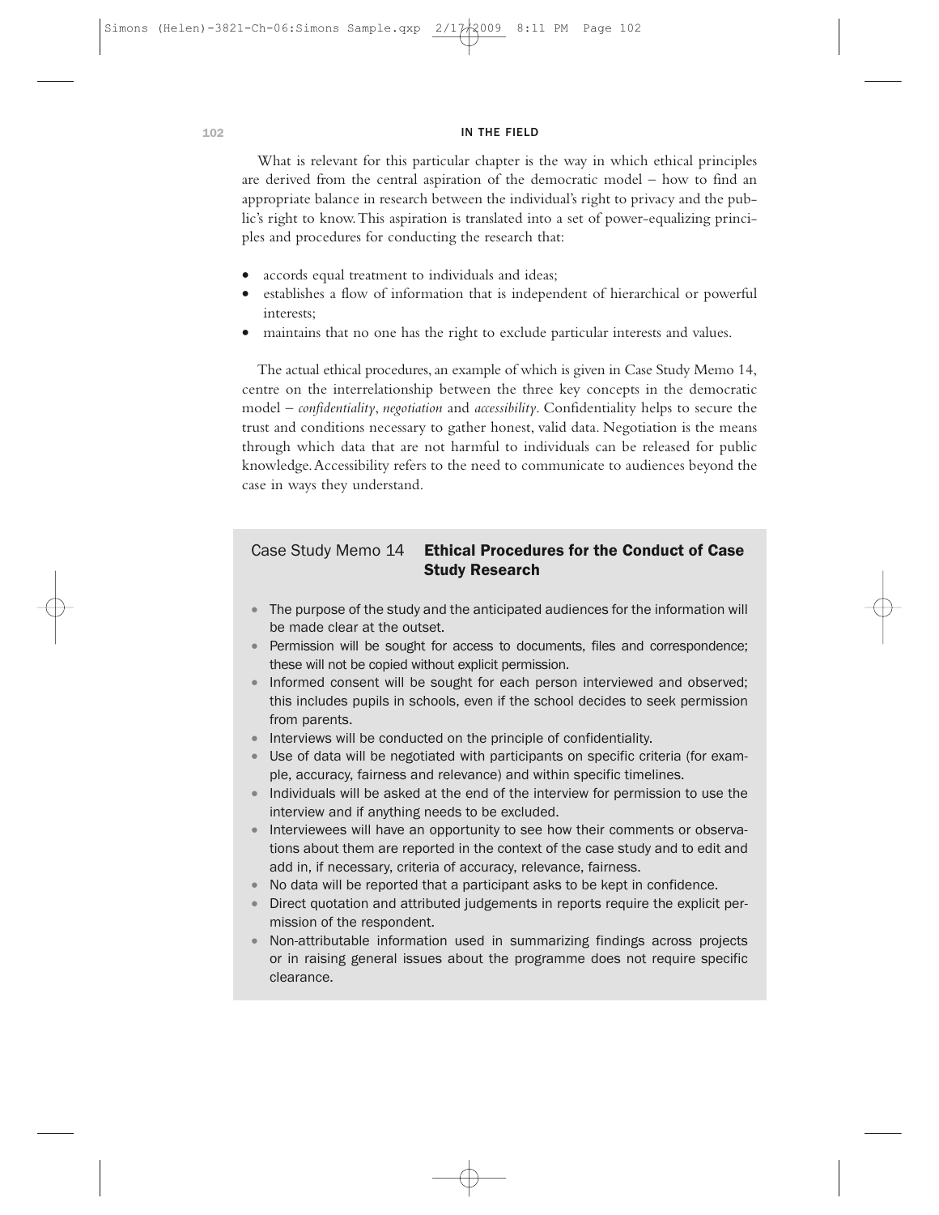What is relevant for this particular chapter is the way in which ethical principles are derived from the central aspiration of the democratic model – how to find an appropriate balance in research between the individual's right to privacy and the public's right to know. This aspiration is translated into a set of power-equalizing principles and procedures for conducting the research that:

- accords equal treatment to individuals and ideas;
- establishes a flow of information that is independent of hierarchical or powerful interests;
- maintains that no one has the right to exclude particular interests and values.

The actual ethical procedures, an example of which is given in Case Study Memo 14, centre on the interrelationship between the three key concepts in the democratic model – *confidentiality*, *negotiation* and *accessibility*. Confidentiality helps to secure the trust and conditions necessary to gather honest, valid data. Negotiation is the means through which data that are not harmful to individuals can be released for public knowledge. Accessibility refers to the need to communicate to audiences beyond the case in ways they understand.

### Case Study Memo 14 **Ethical Procedures for the Conduct of Case Study Research**

- The purpose of the study and the anticipated audiences for the information will be made clear at the outset.
- Permission will be sought for access to documents, files and correspondence; these will not be copied without explicit permission.
- Informed consent will be sought for each person interviewed and observed; this includes pupils in schools, even if the school decides to seek permission from parents.
- Interviews will be conducted on the principle of confidentiality.
- Use of data will be negotiated with participants on specific criteria (for example, accuracy, fairness and relevance) and within specific timelines.
- Individuals will be asked at the end of the interview for permission to use the interview and if anything needs to be excluded.
- Interviewees will have an opportunity to see how their comments or observations about them are reported in the context of the case study and to edit and add in, if necessary, criteria of accuracy, relevance, fairness.
- No data will be reported that a participant asks to be kept in confidence.
- Direct quotation and attributed judgements in reports require the explicit permission of the respondent.
- Non-attributable information used in summarizing findings across projects or in raising general issues about the programme does not require specific clearance.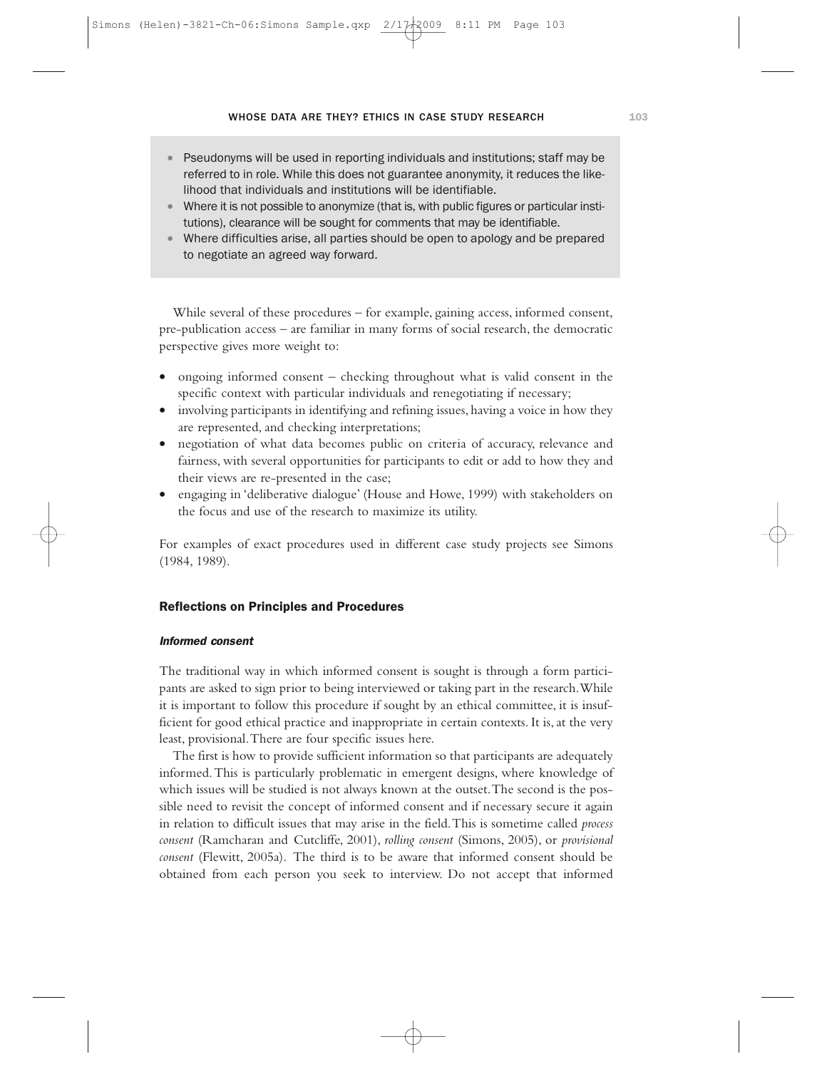- Pseudonyms will be used in reporting individuals and institutions; staff may be referred to in role. While this does not guarantee anonymity, it reduces the likelihood that individuals and institutions will be identifiable.
- Where it is not possible to anonymize (that is, with public figures or particular institutions), clearance will be sought for comments that may be identifiable.
- Where difficulties arise, all parties should be open to apology and be prepared to negotiate an agreed way forward.

While several of these procedures – for example, gaining access, informed consent, pre-publication access – are familiar in many forms of social research, the democratic perspective gives more weight to:

- ongoing informed consent – checking throughout what is valid consent in the specific context with particular individuals and renegotiating if necessary;
- involving participants in identifying and refining issues, having a voice in how they are represented, and checking interpretations;
- negotiation of what data becomes public on criteria of accuracy, relevance and fairness, with several opportunities for participants to edit or add to how they and their views are re-presented in the case;
- engaging in 'deliberative dialogue' (House and Howe, 1999) with stakeholders on the focus and use of the research to maximize its utility.

For examples of exact procedures used in different case study projects see Simons (1984, 1989).

## Reflections on Principles and Procedures

### *Informed consent*

The traditional way in which informed consent is sought is through a form participants are asked to sign prior to being interviewed or taking part in the research. While it is important to follow this procedure if sought by an ethical committee, it is insufficient for good ethical practice and inappropriate in certain contexts. It is, at the very least, provisional. There are four specific issues here.

The first is how to provide sufficient information so that participants are adequately informed. This is particularly problematic in emergent designs, where knowledge of which issues will be studied is not always known at the outset. The second is the possible need to revisit the concept of informed consent and if necessary secure it again in relation to difficult issues that may arise in the field. This is sometime called *process consent* (Ramcharan and Cutcliffe, 2001), *rolling consent* (Simons, 2005), or *provisional consent* (Flewitt, 2005a). The third is to be aware that informed consent should be obtained from each person you seek to interview. Do not accept that informed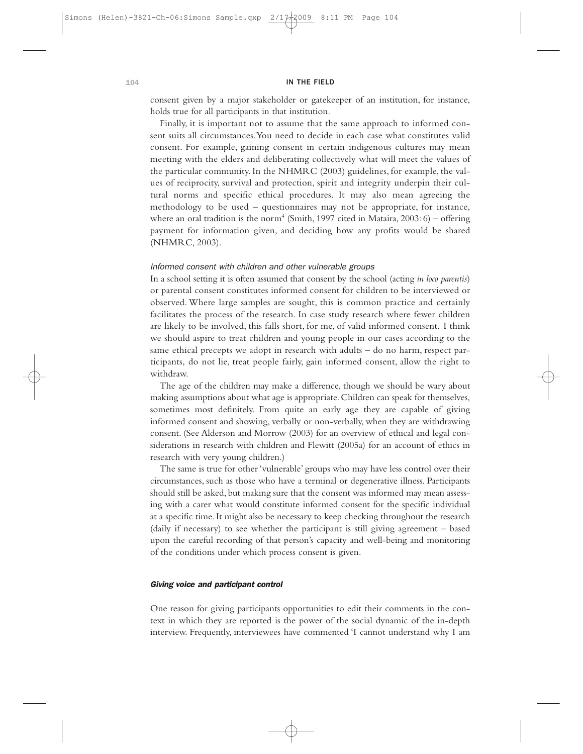consent given by a major stakeholder or gatekeeper of an institution, for instance, holds true for all participants in that institution.

Finally, it is important not to assume that the same approach to informed consent suits all circumstances. You need to decide in each case what constitutes valid consent. For example, gaining consent in certain indigenous cultures may mean meeting with the elders and deliberating collectively what will meet the values of the particular community. In the NHMRC (2003) guidelines, for example, the values of reciprocity, survival and protection, spirit and integrity underpin their cultural norms and specific ethical procedures. It may also mean agreeing the methodology to be used – questionnaires may not be appropriate, for instance, where an oral tradition is the norm[4] (Smith, 1997 cited in Mataira, 2003: 6) – offering payment for information given, and deciding how any profits would be shared (NHMRC, 2003).

#### *Informed consent with children and other vulnerable groups*

In a school setting it is often assumed that consent by the school (acting *in loco parentis*) or parental consent constitutes informed consent for children to be interviewed or observed. Where large samples are sought, this is common practice and certainly facilitates the process of the research. In case study research where fewer children are likely to be involved, this falls short, for me, of valid informed consent. I think we should aspire to treat children and young people in our cases according to the same ethical precepts we adopt in research with adults – do no harm, respect participants, do not lie, treat people fairly, gain informed consent, allow the right to withdraw.

The age of the children may make a difference, though we should be wary about making assumptions about what age is appropriate. Children can speak for themselves, sometimes most definitely. From quite an early age they are capable of giving informed consent and showing, verbally or non-verbally, when they are withdrawing consent. (See Alderson and Morrow (2003) for an overview of ethical and legal considerations in research with children and Flewitt (2005a) for an account of ethics in research with very young children.)

The same is true for other 'vulnerable' groups who may have less control over their circumstances, such as those who have a terminal or degenerative illness. Participants should still be asked, but making sure that the consent was informed may mean assessing with a carer what would constitute informed consent for the specific individual at a specific time. It might also be necessary to keep checking throughout the research (daily if necessary) to see whether the participant is still giving agreement – based upon the careful recording of that person's capacity and well-being and monitoring of the conditions under which process consent is given.

### ***Giving voice and participant control***

One reason for giving participants opportunities to edit their comments in the context in which they are reported is the power of the social dynamic of the in-depth interview. Frequently, interviewees have commented 'I cannot understand why I am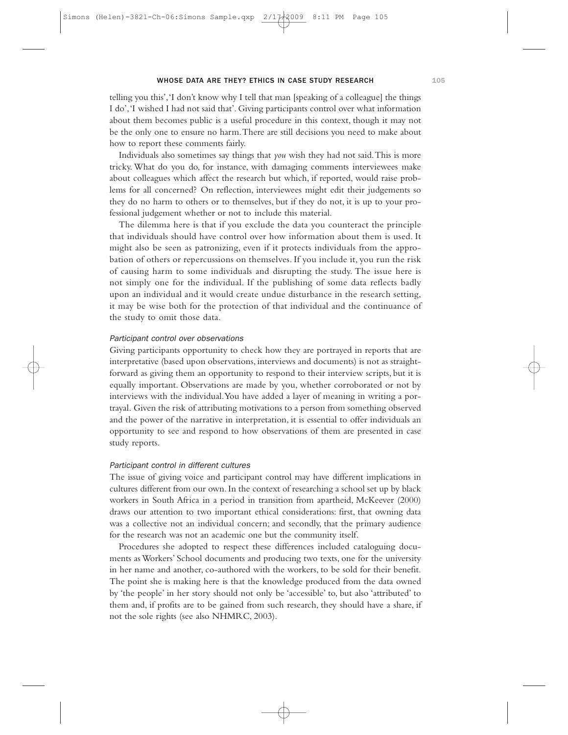telling you this', 'I don't know why I tell that man [speaking of a colleague] the things I do', 'I wished I had not said that'. Giving participants control over what information about them becomes public is a useful procedure in this context, though it may not be the only one to ensure no harm. There are still decisions you need to make about how to report these comments fairly.

Individuals also sometimes say things that *you* wish they had not said. This is more tricky. What do you do, for instance, with damaging comments interviewees make about colleagues which affect the research but which, if reported, would raise problems for all concerned? On reflection, interviewees might edit their judgements so they do no harm to others or to themselves, but if they do not, it is up to your professional judgement whether or not to include this material.

The dilemma here is that if you exclude the data you counteract the principle that individuals should have control over how information about them is used. It might also be seen as patronizing, even if it protects individuals from the approbation of others or repercussions on themselves. If you include it, you run the risk of causing harm to some individuals and disrupting the study. The issue here is not simply one for the individual. If the publishing of some data reflects badly upon an individual and it would create undue disturbance in the research setting, it may be wise both for the protection of that individual and the continuance of the study to omit those data.

#### *Participant control over observations*

Giving participants opportunity to check how they are portrayed in reports that are interpretative (based upon observations, interviews and documents) is not as straightforward as giving them an opportunity to respond to their interview scripts, but it is equally important. Observations are made by you, whether corroborated or not by interviews with the individual. You have added a layer of meaning in writing a portrayal. Given the risk of attributing motivations to a person from something observed and the power of the narrative in interpretation, it is essential to offer individuals an opportunity to see and respond to how observations of them are presented in case study reports.

#### *Participant control in different cultures*

The issue of giving voice and participant control may have different implications in cultures different from our own. In the context of researching a school set up by black workers in South Africa in a period in transition from apartheid, McKeever (2000) draws our attention to two important ethical considerations: first, that owning data was a collective not an individual concern; and secondly, that the primary audience for the research was not an academic one but the community itself.

Procedures she adopted to respect these differences included cataloguing documents as Workers' School documents and producing two texts, one for the university in her name and another, co-authored with the workers, to be sold for their benefit. The point she is making here is that the knowledge produced from the data owned by 'the people' in her story should not only be 'accessible' to, but also 'attributed' to them and, if profits are to be gained from such research, they should have a share, if not the sole rights (see also NHMRC, 2003).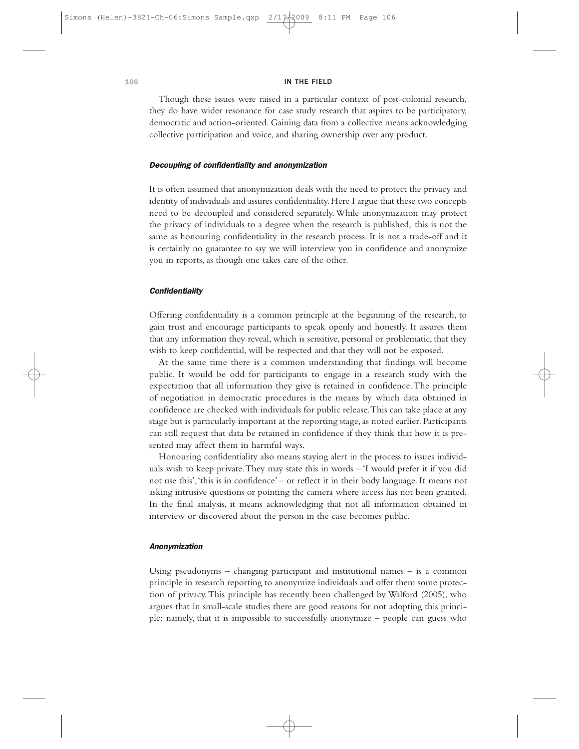Though these issues were raised in a particular context of post-colonial research, they do have wider resonance for case study research that aspires to be participatory, democratic and action-oriented. Gaining data from a collective means acknowledging collective participation and voice, and sharing ownership over any product.

#### *Decoupling of confidentiality and anonymization*

It is often assumed that anonymization deals with the need to protect the privacy and identity of individuals and assures confidentiality. Here I argue that these two concepts need to be decoupled and considered separately. While anonymization may protect the privacy of individuals to a degree when the research is published, this is not the same as honouring confidentiality in the research process. It is not a trade-off and it is certainly no guarantee to say we will interview you in confidence and anonymize you in reports, as though one takes care of the other.

#### *Confidentiality*

Offering confidentiality is a common principle at the beginning of the research, to gain trust and encourage participants to speak openly and honestly. It assures them that any information they reveal, which is sensitive, personal or problematic, that they wish to keep confidential, will be respected and that they will not be exposed.

At the same time there is a common understanding that findings will become public. It would be odd for participants to engage in a research study with the expectation that all information they give is retained in confidence. The principle of negotiation in democratic procedures is the means by which data obtained in confidence are checked with individuals for public release. This can take place at any stage but is particularly important at the reporting stage, as noted earlier. Participants can still request that data be retained in confidence if they think that how it is presented may affect them in harmful ways.

Honouring confidentiality also means staying alert in the process to issues individuals wish to keep private. They may state this in words – 'I would prefer it if you did not use this', 'this is in confidence' – or reflect it in their body language. It means not asking intrusive questions or pointing the camera where access has not been granted. In the final analysis, it means acknowledging that not all information obtained in interview or discovered about the person in the case becomes public.

#### *Anonymization*

Using pseudonyms – changing participant and institutional names – is a common principle in research reporting to anonymize individuals and offer them some protection of privacy. This principle has recently been challenged by Walford (2005), who argues that in small-scale studies there are good reasons for not adopting this principle: namely, that it is impossible to successfully anonymize – people can guess who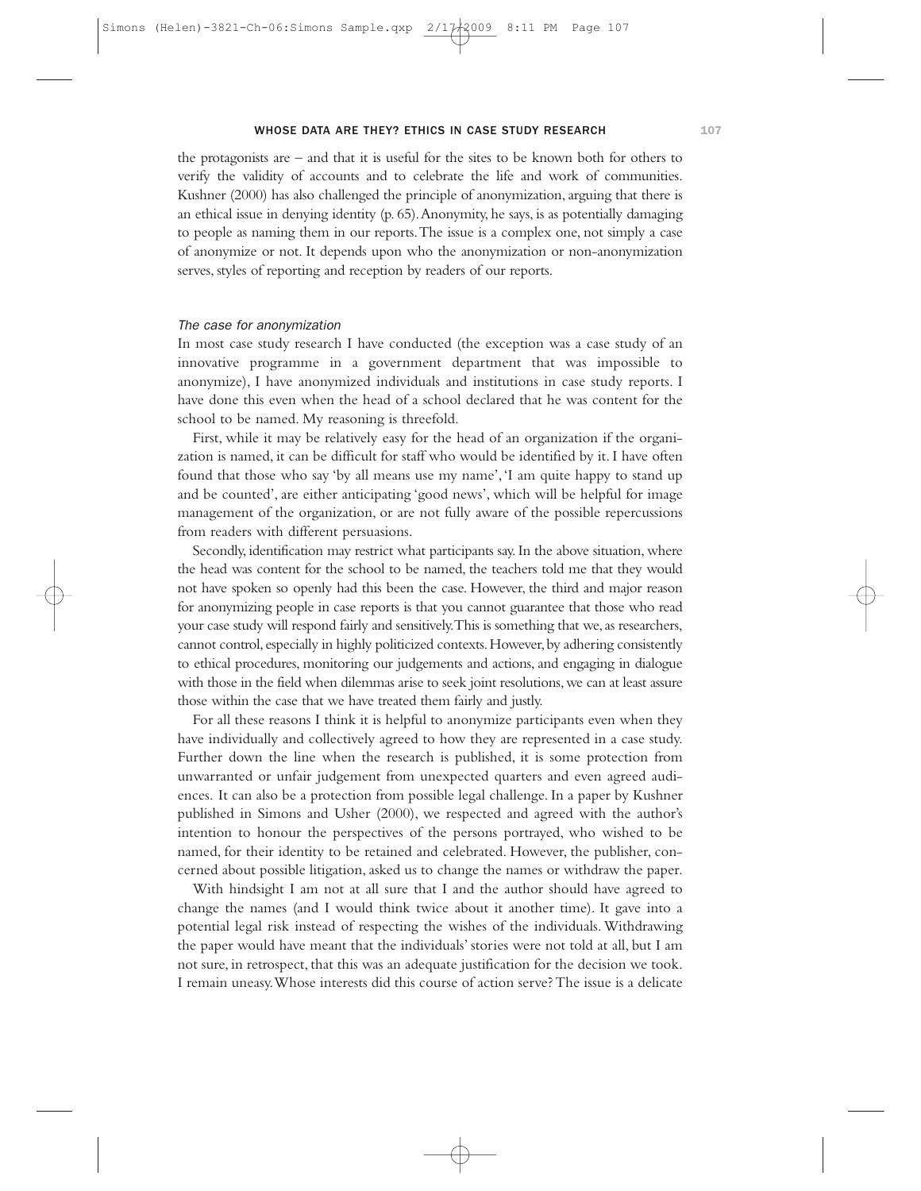the protagonists are – and that it is useful for the sites to be known both for others to verify the validity of accounts and to celebrate the life and work of communities. Kushner (2000) has also challenged the principle of anonymization, arguing that there is an ethical issue in denying identity (p. 65). Anonymity, he says, is as potentially damaging to people as naming them in our reports. The issue is a complex one, not simply a case of anonymize or not. It depends upon who the anonymization or non-anonymization serves, styles of reporting and reception by readers of our reports.

### *The case for anonymization*

In most case study research I have conducted (the exception was a case study of an innovative programme in a government department that was impossible to anonymize), I have anonymized individuals and institutions in case study reports. I have done this even when the head of a school declared that he was content for the school to be named. My reasoning is threefold.

First, while it may be relatively easy for the head of an organization if the organization is named, it can be difficult for staff who would be identified by it. I have often found that those who say 'by all means use my name', 'I am quite happy to stand up and be counted', are either anticipating 'good news', which will be helpful for image management of the organization, or are not fully aware of the possible repercussions from readers with different persuasions.

Secondly, identification may restrict what participants say. In the above situation, where the head was content for the school to be named, the teachers told me that they would not have spoken so openly had this been the case. However, the third and major reason for anonymizing people in case reports is that you cannot guarantee that those who read your case study will respond fairly and sensitively. This is something that we, as researchers, cannot control, especially in highly politicized contexts. However, by adhering consistently to ethical procedures, monitoring our judgements and actions, and engaging in dialogue with those in the field when dilemmas arise to seek joint resolutions, we can at least assure those within the case that we have treated them fairly and justly.

For all these reasons I think it is helpful to anonymize participants even when they have individually and collectively agreed to how they are represented in a case study. Further down the line when the research is published, it is some protection from unwarranted or unfair judgement from unexpected quarters and even agreed audiences. It can also be a protection from possible legal challenge. In a paper by Kushner published in Simons and Usher (2000), we respected and agreed with the author's intention to honour the perspectives of the persons portrayed, who wished to be named, for their identity to be retained and celebrated. However, the publisher, concerned about possible litigation, asked us to change the names or withdraw the paper.

With hindsight I am not at all sure that I and the author should have agreed to change the names (and I would think twice about it another time). It gave into a potential legal risk instead of respecting the wishes of the individuals. Withdrawing the paper would have meant that the individuals' stories were not told at all, but I am not sure, in retrospect, that this was an adequate justification for the decision we took. I remain uneasy. Whose interests did this course of action serve? The issue is a delicate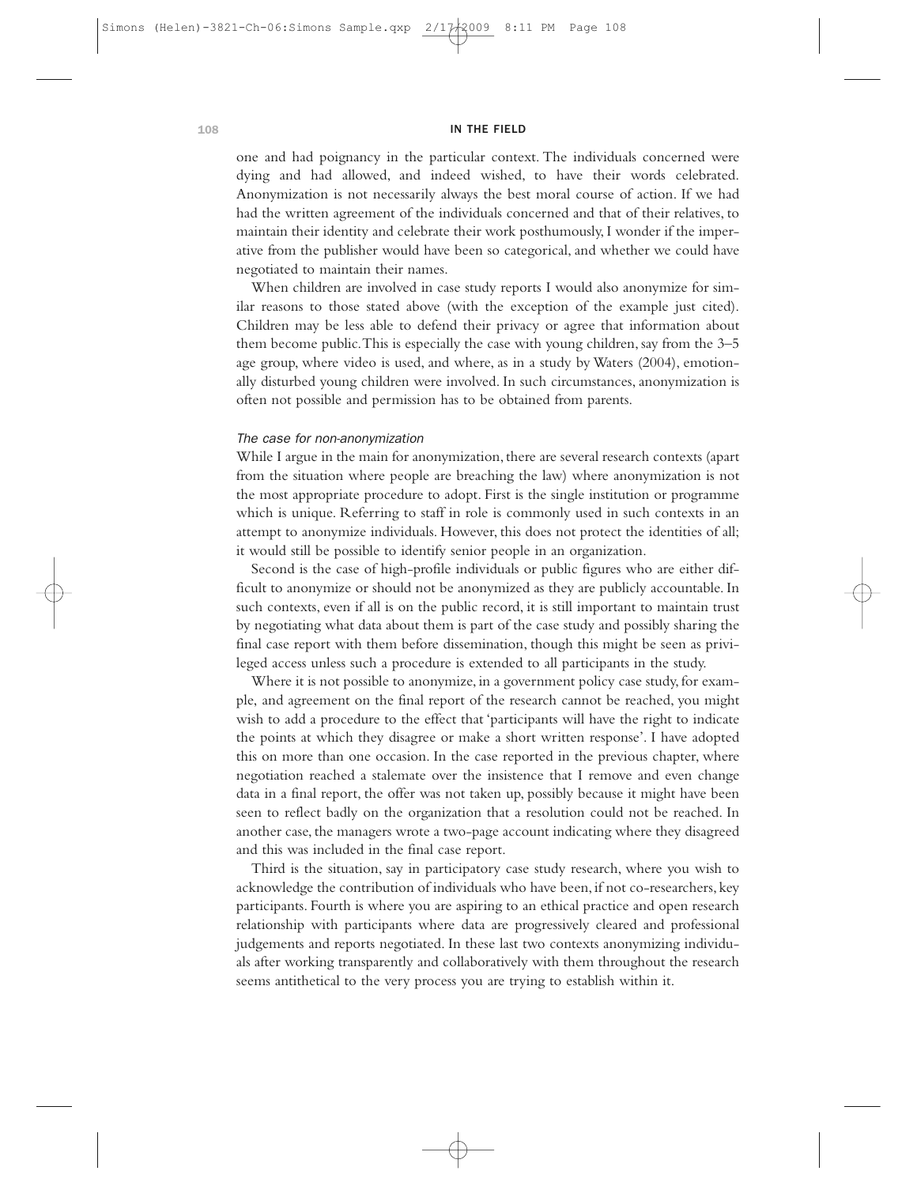one and had poignancy in the particular context. The individuals concerned were dying and had allowed, and indeed wished, to have their words celebrated. Anonymization is not necessarily always the best moral course of action. If we had had the written agreement of the individuals concerned and that of their relatives, to maintain their identity and celebrate their work posthumously, I wonder if the imperative from the publisher would have been so categorical, and whether we could have negotiated to maintain their names.

When children are involved in case study reports I would also anonymize for similar reasons to those stated above (with the exception of the example just cited). Children may be less able to defend their privacy or agree that information about them become public. This is especially the case with young children, say from the 3–5 age group, where video is used, and where, as in a study by Waters (2004), emotionally disturbed young children were involved. In such circumstances, anonymization is often not possible and permission has to be obtained from parents.

#### *The case for non-anonymization*

While I argue in the main for anonymization, there are several research contexts (apart from the situation where people are breaching the law) where anonymization is not the most appropriate procedure to adopt. First is the single institution or programme which is unique. Referring to staff in role is commonly used in such contexts in an attempt to anonymize individuals. However, this does not protect the identities of all; it would still be possible to identify senior people in an organization.

Second is the case of high-profile individuals or public figures who are either difficult to anonymize or should not be anonymized as they are publicly accountable. In such contexts, even if all is on the public record, it is still important to maintain trust by negotiating what data about them is part of the case study and possibly sharing the final case report with them before dissemination, though this might be seen as privileged access unless such a procedure is extended to all participants in the study.

Where it is not possible to anonymize, in a government policy case study, for example, and agreement on the final report of the research cannot be reached, you might wish to add a procedure to the effect that 'participants will have the right to indicate the points at which they disagree or make a short written response'. I have adopted this on more than one occasion. In the case reported in the previous chapter, where negotiation reached a stalemate over the insistence that I remove and even change data in a final report, the offer was not taken up, possibly because it might have been seen to reflect badly on the organization that a resolution could not be reached. In another case, the managers wrote a two-page account indicating where they disagreed and this was included in the final case report.

Third is the situation, say in participatory case study research, where you wish to acknowledge the contribution of individuals who have been, if not co-researchers, key participants. Fourth is where you are aspiring to an ethical practice and open research relationship with participants where data are progressively cleared and professional judgements and reports negotiated. In these last two contexts anonymizing individuals after working transparently and collaboratively with them throughout the research seems antithetical to the very process you are trying to establish within it.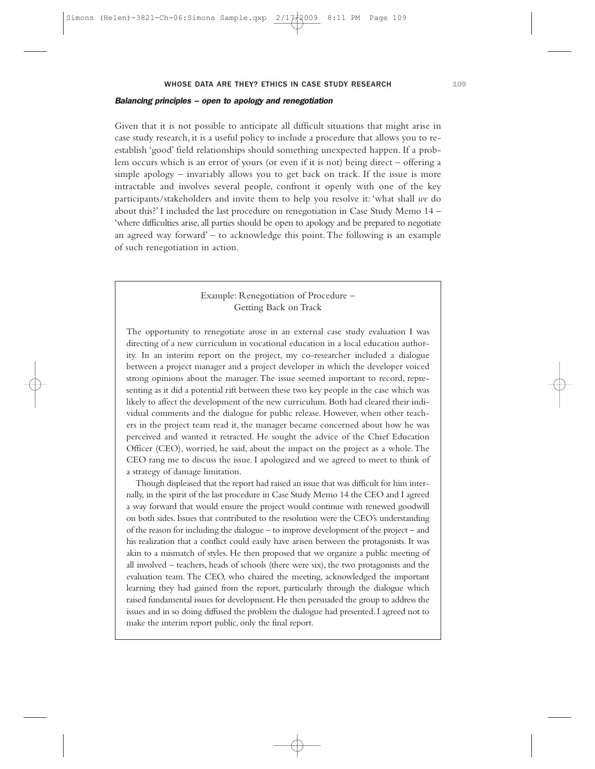### *Balancing principles – open to apology and renegotiation*

Given that it is not possible to anticipate all difficult situations that might arise in case study research, it is a useful policy to include a procedure that allows you to re-establish 'good' field relationships should something unexpected happen. If a problem occurs which is an error of yours (or even if it is not) being direct – offering a simple apology – invariably allows you to get back on track. If the issue is more intractable and involves several people, confront it openly with one of the key participants/stakeholders and invite them to help you resolve it: 'what shall *we* do about this?' I included the last procedure on renegotiation in Case Study Memo 14 – 'where difficulties arise, all parties should be open to apology and be prepared to negotiate an agreed way forward' – to acknowledge this point. The following is an example of such renegotiation in action.

> **Example: Renegotiation of Procedure – Getting Back on Track**
>
> The opportunity to renegotiate arose in an external case study evaluation I was directing of a new curriculum in vocational education in a local education authority. In an interim report on the project, my co-researcher included a dialogue between a project manager and a project developer in which the developer voiced strong opinions about the manager. The issue seemed important to record, representing as it did a potential rift between these two key people in the case which was likely to affect the development of the new curriculum. Both had cleared their individual comments and the dialogue for public release. However, when other teachers in the project team read it, the manager became concerned about how he was perceived and wanted it retracted. He sought the advice of the Chief Education Officer (CEO), worried, he said, about the impact on the project as a whole. The CEO rang me to discuss the issue. I apologized and we agreed to meet to think of a strategy of damage limitation.
>
> Though displeased that the report had raised an issue that was difficult for him internally, in the spirit of the last procedure in Case Study Memo 14 the CEO and I agreed a way forward that would ensure the project would continue with renewed goodwill on both sides. Issues that contributed to the resolution were the CEO's understanding of the reason for including the dialogue – to improve development of the project – and his realization that a conflict could easily have arisen between the protagonists. It was akin to a mismatch of styles. He then proposed that we organize a public meeting of all involved – teachers, heads of schools (there were six), the two protagonists and the evaluation team. The CEO, who chaired the meeting, acknowledged the important learning they had gained from the report, particularly through the dialogue which raised fundamental issues for development. He then persuaded the group to address the issues and in so doing diffused the problem the dialogue had presented. I agreed not to make the interim report public, only the final report.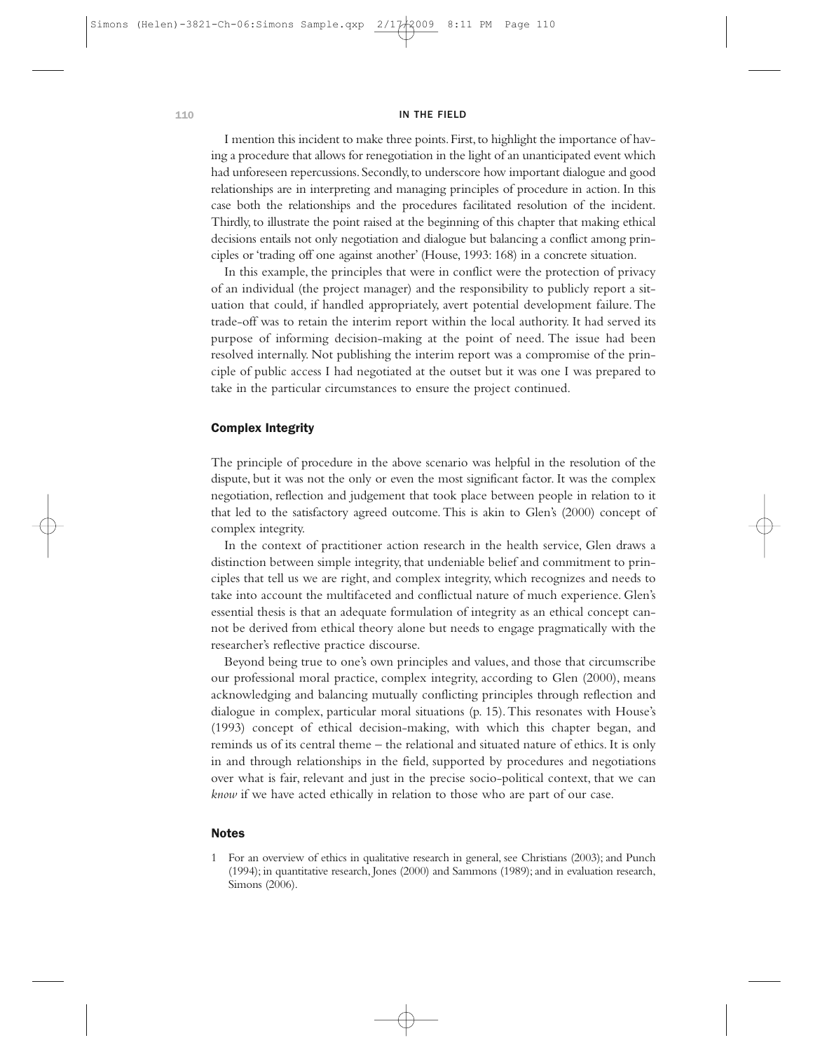I mention this incident to make three points. First, to highlight the importance of having a procedure that allows for renegotiation in the light of an unanticipated event which had unforeseen repercussions. Secondly, to underscore how important dialogue and good relationships are in interpreting and managing principles of procedure in action. In this case both the relationships and the procedures facilitated resolution of the incident. Thirdly, to illustrate the point raised at the beginning of this chapter that making ethical decisions entails not only negotiation and dialogue but balancing a conflict among principles or 'trading off one against another' (House, 1993: 168) in a concrete situation.

In this example, the principles that were in conflict were the protection of privacy of an individual (the project manager) and the responsibility to publicly report a situation that could, if handled appropriately, avert potential development failure. The trade-off was to retain the interim report within the local authority. It had served its purpose of informing decision-making at the point of need. The issue had been resolved internally. Not publishing the interim report was a compromise of the principle of public access I had negotiated at the outset but it was one I was prepared to take in the particular circumstances to ensure the project continued.

## Complex Integrity

The principle of procedure in the above scenario was helpful in the resolution of the dispute, but it was not the only or even the most significant factor. It was the complex negotiation, reflection and judgement that took place between people in relation to it that led to the satisfactory agreed outcome. This is akin to Glen's (2000) concept of complex integrity.

In the context of practitioner action research in the health service, Glen draws a distinction between simple integrity, that undeniable belief and commitment to principles that tell us we are right, and complex integrity, which recognizes and needs to take into account the multifaceted and conflictual nature of much experience. Glen's essential thesis is that an adequate formulation of integrity as an ethical concept cannot be derived from ethical theory alone but needs to engage pragmatically with the researcher's reflective practice discourse.

Beyond being true to one's own principles and values, and those that circumscribe our professional moral practice, complex integrity, according to Glen (2000), means acknowledging and balancing mutually conflicting principles through reflection and dialogue in complex, particular moral situations (p. 15). This resonates with House's (1993) concept of ethical decision-making, with which this chapter began, and reminds us of its central theme – the relational and situated nature of ethics. It is only in and through relationships in the field, supported by procedures and negotiations over what is fair, relevant and just in the precise socio-political context, that we can *know* if we have acted ethically in relation to those who are part of our case.

## Notes

1 For an overview of ethics in qualitative research in general, see Christians (2003); and Punch (1994); in quantitative research, Jones (2000) and Sammons (1989); and in evaluation research, Simons (2006).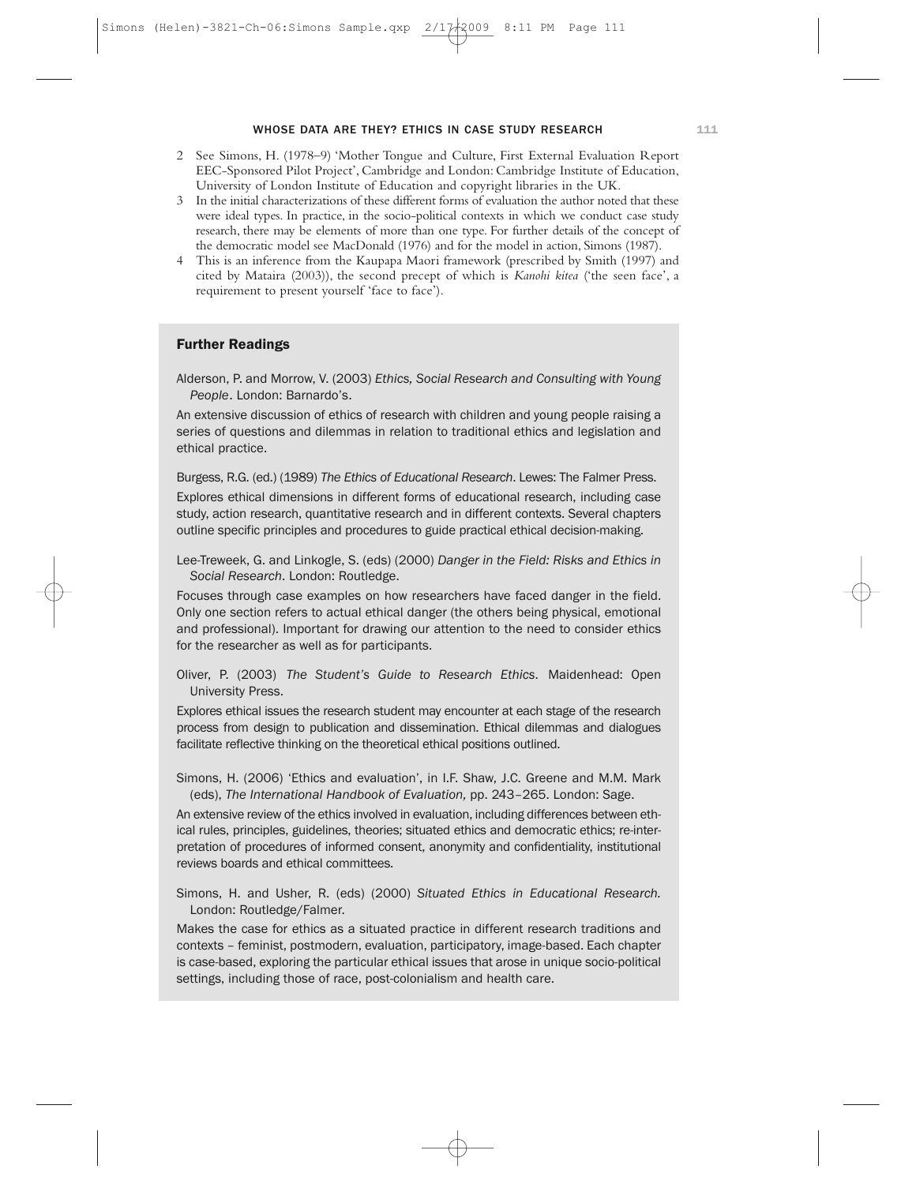2 See Simons, H. (1978–9) 'Mother Tongue and Culture, First External Evaluation Report EEC-Sponsored Pilot Project', Cambridge and London: Cambridge Institute of Education, University of London Institute of Education and copyright libraries in the UK.

3 In the initial characterizations of these different forms of evaluation the author noted that these were ideal types. In practice, in the socio-political contexts in which we conduct case study research, there may be elements of more than one type. For further details of the concept of the democratic model see MacDonald (1976) and for the model in action, Simons (1987).

4 This is an inference from the Kaupapa Maori framework (prescribed by Smith (1997) and cited by Mataira (2003)), the second precept of which is *Kanohi kitea* ('the seen face', a requirement to present yourself 'face to face').

## Further Readings

Alderson, P. and Morrow, V. (2003) *Ethics, Social Research and Consulting with Young People*. London: Barnardo's.

An extensive discussion of ethics of research with children and young people raising a series of questions and dilemmas in relation to traditional ethics and legislation and ethical practice.

Burgess, R.G. (ed.) (1989) *The Ethics of Educational Research*. Lewes: The Falmer Press.

Explores ethical dimensions in different forms of educational research, including case study, action research, quantitative research and in different contexts. Several chapters outline specific principles and procedures to guide practical ethical decision-making.

Lee-Treweek, G. and Linkogle, S. (eds) (2000) *Danger in the Field: Risks and Ethics in Social Research*. London: Routledge.

Focuses through case examples on how researchers have faced danger in the field. Only one section refers to actual ethical danger (the others being physical, emotional and professional). Important for drawing our attention to the need to consider ethics for the researcher as well as for participants.

Oliver, P. (2003) *The Student's Guide to Research Ethics*. Maidenhead: Open University Press.

Explores ethical issues the research student may encounter at each stage of the research process from design to publication and dissemination. Ethical dilemmas and dialogues facilitate reflective thinking on the theoretical ethical positions outlined.

Simons, H. (2006) 'Ethics and evaluation', in I.F. Shaw, J.C. Greene and M.M. Mark (eds), *The International Handbook of Evaluation,* pp. 243–265. London: Sage.

An extensive review of the ethics involved in evaluation, including differences between ethical rules, principles, guidelines, theories; situated ethics and democratic ethics; re-interpretation of procedures of informed consent, anonymity and confidentiality, institutional reviews boards and ethical committees.

Simons, H. and Usher, R. (eds) (2000) *Situated Ethics in Educational Research.* London: Routledge/Falmer.

Makes the case for ethics as a situated practice in different research traditions and contexts – feminist, postmodern, evaluation, participatory, image-based. Each chapter is case-based, exploring the particular ethical issues that arose in unique socio-political settings, including those of race, post-colonialism and health care.